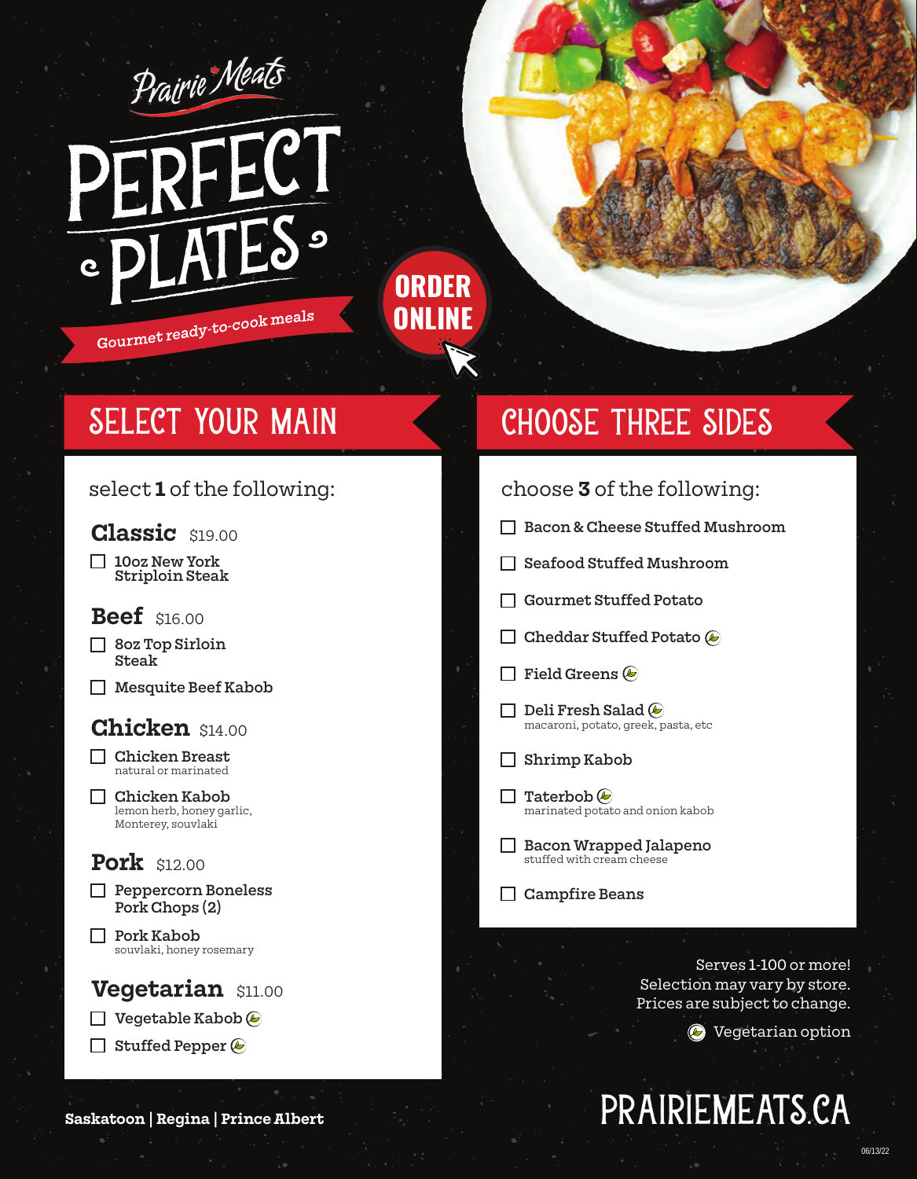Prairie Meats

# PERFECT PLATES

Gourmet ready-to-cook meals

**ORDER ONLINE**

## SELECT YOUR MAIN

select **1** of the following:

### Classic $19.00

- ☐ 10oz New York Striploin Steak

### Beef $16.00

- ☐ 8oz Top Sirloin Steak
- ☐ Mesquite Beef Kabob

### Chicken $14.00

- ☐ Chicken Breast
  natural or marinated
- ☐ Chicken Kabob
  lemon herb, honey garlic, Monterey, souvlaki

### Pork $12.00

- ☐ Peppercorn Boneless Pork Chops (2)
- ☐ Pork Kabob
  souvlaki, honey rosemary

### Vegetarian $11.00

- ☐ Vegetable Kabob (Vegetarian option)
- ☐ Stuffed Pepper (Vegetarian option)

## CHOOSE THREE SIDES

choose **3** of the following:

- ☐ Bacon & Cheese Stuffed Mushroom
- ☐ Seafood Stuffed Mushroom
- ☐ Gourmet Stuffed Potato
- ☐ Cheddar Stuffed Potato (Vegetarian option)
- ☐ Field Greens (Vegetarian option)
- ☐ Deli Fresh Salad (Vegetarian option)
  macaroni, potato, greek, pasta, etc
- ☐ Shrimp Kabob
- ☐ Taterbob (Vegetarian option)
  marinated potato and onion kabob
- ☐ Bacon Wrapped Jalapeno
  stuffed with cream cheese
- ☐ Campfire Beans

Serves 1-100 or more!
Selection may vary by store.
Prices are subject to change.

(leaf icon) Vegetarian option

**Saskatoon | Regina | Prince Albert**

PRAIRIEMEATS.CA

06/13/22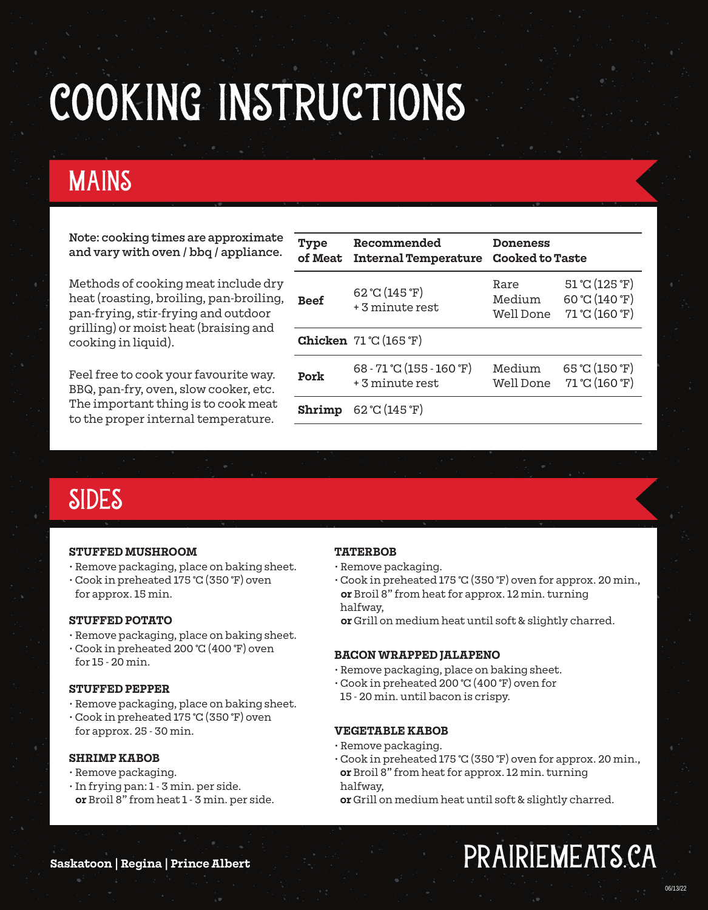# COOKING INSTRUCTIONS

## MAINS

**Note: cooking times are approximate and vary with oven / bbq / appliance.**

Methods of cooking meat include dry heat (roasting, broiling, pan-broiling, pan-frying, stir-frying and outdoor grilling) or moist heat (braising and cooking in liquid).

Feel free to cook your favourite way. BBQ, pan-fry, oven, slow cooker, etc. The important thing is to cook meat to the proper internal temperature.

| Type of Meat | Recommended Internal Temperature | Doneness Cooked to Taste | |
|---|---|---|---|
| **Beef** | 62 °C (145 °F) + 3 minute rest | Rare<br>Medium<br>Well Done | 51 °C (125 °F)<br>60 °C (140 °F)<br>71 °C (160 °F) |
| **Chicken** | 71 °C (165 °F) | | |
| **Pork** | 68 - 71 °C (155 - 160 °F) + 3 minute rest | Medium<br>Well Done | 65 °C (150 °F)<br>71 °C (160 °F) |
| **Shrimp** | 62 °C (145 °F) | | |

## SIDES

### STUFFED MUSHROOM

- Remove packaging, place on baking sheet.
- Cook in preheated 175 °C (350 °F) oven for approx. 15 min.

### STUFFED POTATO

- Remove packaging, place on baking sheet.
- Cook in preheated 200 °C (400 °F) oven for 15 - 20 min.

### STUFFED PEPPER

- Remove packaging, place on baking sheet.
- Cook in preheated 175 °C (350 °F) oven for approx. 25 - 30 min.

### SHRIMP KABOB

- Remove packaging.
- In frying pan: 1 - 3 min. per side. **or** Broil 8" from heat 1 - 3 min. per side.

### TATERBOB

- Remove packaging.
- Cook in preheated 175 °C (350 °F) oven for approx. 20 min., **or** Broil 8" from heat for approx. 12 min. turning halfway, **or** Grill on medium heat until soft & slightly charred.

### BACON WRAPPED JALAPENO

- Remove packaging, place on baking sheet.
- Cook in preheated 200 °C (400 °F) oven for 15 - 20 min. until bacon is crispy.

### VEGETABLE KABOB

- Remove packaging.
- Cook in preheated 175 °C (350 °F) oven for approx. 20 min., **or** Broil 8" from heat for approx. 12 min. turning halfway, **or** Grill on medium heat until soft & slightly charred.

**Saskatoon | Regina | Prince Albert**

PRAIRIEMEATS.CA

06/13/22